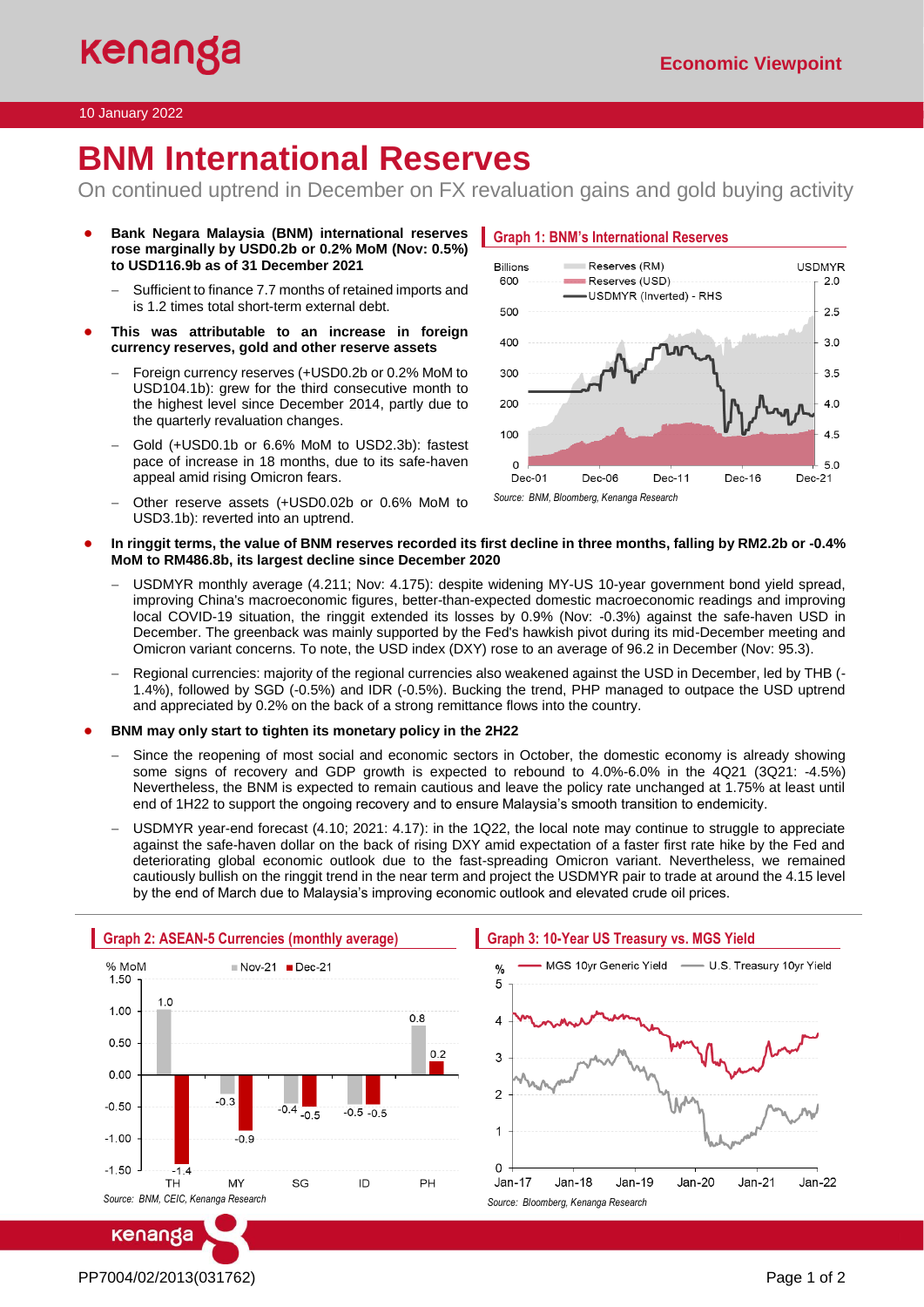10 January 2022

# BNM International Reserves

On continued uptrend in December on FX revaluation gains and gold buying activity

- **Bank Negara Malaysia (BNM) international reserves rose marginally by USD0.2b or 0.2% MoM (Nov: 0.5%) to USD116.9b as of 31 December 2021**
  - Sufficient to finance 7.7 months of retained imports and is 1.2 times total short-term external debt.
- **This was attributable to an increase in foreign currency reserves, gold and other reserve assets**
  - Foreign currency reserves (+USD0.2b or 0.2% MoM to USD104.1b): grew for the third consecutive month to the highest level since December 2014, partly due to the quarterly revaluation changes.
  - Gold (+USD0.1b or 6.6% MoM to USD2.3b): fastest pace of increase in 18 months, due to its safe-haven appeal amid rising Omicron fears.
  - Other reserve assets (+USD0.02b or 0.6% MoM to USD3.1b): reverted into an uptrend.

**Graph 1: BNM's International Reserves**

Source: BNM, Bloomberg, Kenanga Research

- **In ringgit terms, the value of BNM reserves recorded its first decline in three months, falling by RM2.2b or -0.4% MoM to RM486.8b, its largest decline since December 2020**
  - USDMYR monthly average (4.211; Nov: 4.175): despite widening MY-US 10-year government bond yield spread, improving China's macroeconomic figures, better-than-expected domestic macroeconomic readings and improving local COVID-19 situation, the ringgit extended its losses by 0.9% (Nov: -0.3%) against the safe-haven USD in December. The greenback was mainly supported by the Fed's hawkish pivot during its mid-December meeting and Omicron variant concerns. To note, the USD index (DXY) rose to an average of 96.2 in December (Nov: 95.3).
  - Regional currencies: majority of the regional currencies also weakened against the USD in December, led by THB (-1.4%), followed by SGD (-0.5%) and IDR (-0.5%). Bucking the trend, PHP managed to outpace the USD uptrend and appreciated by 0.2% on the back of a strong remittance flows into the country.
- **BNM may only start to tighten its monetary policy in the 2H22**
  - Since the reopening of most social and economic sectors in October, the domestic economy is already showing some signs of recovery and GDP growth is expected to rebound to 4.0%-6.0% in the 4Q21 (3Q21: -4.5%) Nevertheless, the BNM is expected to remain cautious and leave the policy rate unchanged at 1.75% at least until end of 1H22 to support the ongoing recovery and to ensure Malaysia's smooth transition to endemicity.
  - USDMYR year-end forecast (4.10; 2021: 4.17): in the 1Q22, the local note may continue to struggle to appreciate against the safe-haven dollar on the back of rising DXY amid expectation of a faster first rate hike by the Fed and deteriorating global economic outlook due to the fast-spreading Omicron variant. Nevertheless, we remained cautiously bullish on the ringgit trend in the near term and project the USDMYR pair to trade at around the 4.15 level by the end of March due to Malaysia's improving economic outlook and elevated crude oil prices.

**Graph 2: ASEAN-5 Currencies (monthly average)**

Source: BNM, CEIC, Kenanga Research

**Graph 3: 10-Year US Treasury vs. MGS Yield**

Source: Bloomberg, Kenanga Research

PP7004/02/2013(031762)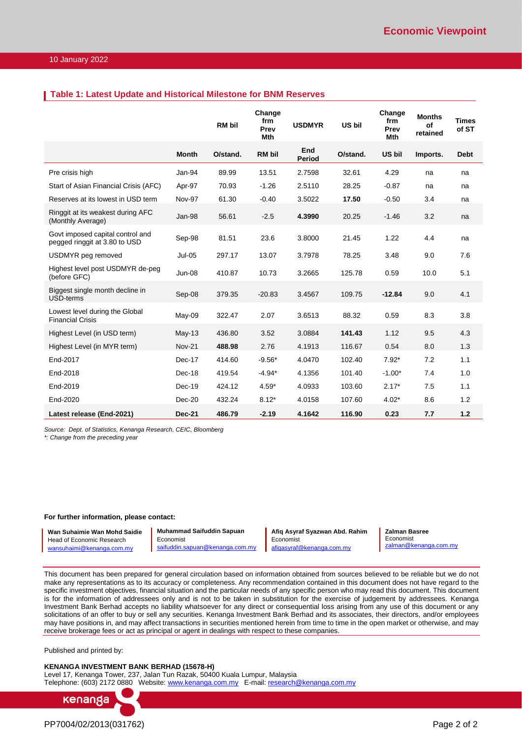## Table 1: Latest Update and Historical Milestone for BNM Reserves

| | | RM bil | Change frm Prev Mth | USDMYR | US bil | Change frm Prev Mth | Months of retained | Times of ST |
|---|---|---|---|---|---|---|---|---|
| | **Month** | **O/stand.** | **RM bil** | **End Period** | **O/stand.** | **US bil** | **Imports.** | **Debt** |
| Pre crisis high | Jan-94 | 89.99 | 13.51 | 2.7598 | 32.61 | 4.29 | na | na |
| Start of Asian Financial Crisis (AFC) | Apr-97 | 70.93 | -1.26 | 2.5110 | 28.25 | -0.87 | na | na |
| Reserves at its lowest in USD term | Nov-97 | 61.30 | -0.40 | 3.5022 | **17.50** | -0.50 | 3.4 | na |
| Ringgit at its weakest during AFC (Monthly Average) | Jan-98 | 56.61 | -2.5 | **4.3990** | 20.25 | -1.46 | 3.2 | na |
| Govt imposed capital control and pegged ringgit at 3.80 to USD | Sep-98 | 81.51 | 23.6 | 3.8000 | 21.45 | 1.22 | 4.4 | na |
| USDMYR peg removed | Jul-05 | 297.17 | 13.07 | 3.7978 | 78.25 | 3.48 | 9.0 | 7.6 |
| Highest level post USDMYR de-peg (before GFC) | Jun-08 | 410.87 | 10.73 | 3.2665 | 125.78 | 0.59 | 10.0 | 5.1 |
| Biggest single month decline in USD-terms | Sep-08 | 379.35 | -20.83 | 3.4567 | 109.75 | **-12.84** | 9.0 | 4.1 |
| Lowest level during the Global Financial Crisis | May-09 | 322.47 | 2.07 | 3.6513 | 88.32 | 0.59 | 8.3 | 3.8 |
| Highest Level (in USD term) | May-13 | 436.80 | 3.52 | 3.0884 | **141.43** | 1.12 | 9.5 | 4.3 |
| Highest Level (in MYR term) | Nov-21 | **488.98** | 2.76 | 4.1913 | 116.67 | 0.54 | 8.0 | 1.3 |
| End-2017 | Dec-17 | 414.60 | -9.56* | 4.0470 | 102.40 | 7.92* | 7.2 | 1.1 |
| End-2018 | Dec-18 | 419.54 | -4.94* | 4.1356 | 101.40 | -1.00* | 7.4 | 1.0 |
| End-2019 | Dec-19 | 424.12 | 4.59* | 4.0933 | 103.60 | 2.17* | 7.5 | 1.1 |
| End-2020 | Dec-20 | 432.24 | 8.12* | 4.0158 | 107.60 | 4.02* | 8.6 | 1.2 |
| **Latest release (End-2021)** | **Dec-21** | **486.79** | **-2.19** | **4.1642** | **116.90** | **0.23** | **7.7** | **1.2** |

*Source: Dept. of Statistics, Kenanga Research, CEIC, Bloomberg*
*\*: Change from the preceding year*

**For further information, please contact:**

**Wan Suhaimie Wan Mohd Saidie**
Head of Economic Research
wansuhaimi@kenanga.com.my

**Muhammad Saifuddin Sapuan**
Economist
saifuddin.sapuan@kenanga.com.my

**Afiq Asyraf Syazwan Abd. Rahim**
Economist
afiqasyraf@kenanga.com.my

**Zalman Basree**
Economist
zalman@kenanga.com.my

This document has been prepared for general circulation based on information obtained from sources believed to be reliable but we do not make any representations as to its accuracy or completeness. Any recommendation contained in this document does not have regard to the specific investment objectives, financial situation and the particular needs of any specific person who may read this document. This document is for the information of addressees only and is not to be taken in substitution for the exercise of judgement by addressees. Kenanga Investment Bank Berhad accepts no liability whatsoever for any direct or consequential loss arising from any use of this document or any solicitations of an offer to buy or sell any securities. Kenanga Investment Bank Berhad and its associates, their directors, and/or employees may have positions in, and may affect transactions in securities mentioned herein from time to time in the open market or otherwise, and may receive brokerage fees or act as principal or agent in dealings with respect to these companies.

Published and printed by:

**KENANGA INVESTMENT BANK BERHAD (15678-H)**
Level 17, Kenanga Tower, 237, Jalan Tun Razak, 50400 Kuala Lumpur, Malaysia
Telephone: (603) 2172 0880 Website: www.kenanga.com.my E-mail: research@kenanga.com.my

PP7004/02/2013(031762)